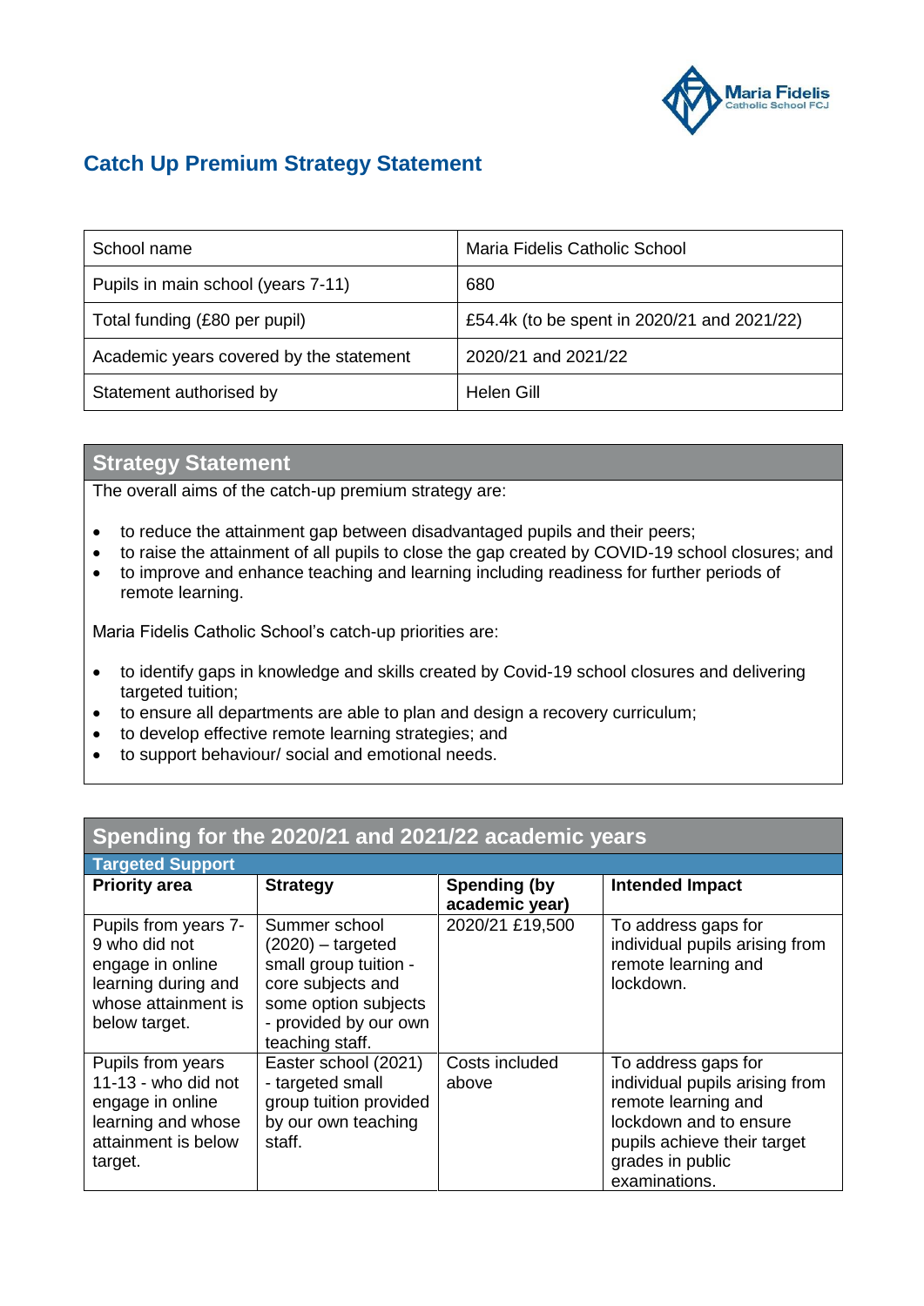# Catch Up Premium Strategy Statement

| School name | Maria Fidelis Catholic School |
|---|---|
| Pupils in main school (years 7-11) | 680 |
| Total funding (£80 per pupil) | £54.4k (to be spent in 2020/21 and 2021/22) |
| Academic years covered by the statement | 2020/21 and 2021/22 |
| Statement authorised by | Helen Gill |

## Strategy Statement

The overall aims of the catch-up premium strategy are:

- to reduce the attainment gap between disadvantaged pupils and their peers;
- to raise the attainment of all pupils to close the gap created by COVID-19 school closures; and
- to improve and enhance teaching and learning including readiness for further periods of remote learning.

Maria Fidelis Catholic School's catch-up priorities are:

- to identify gaps in knowledge and skills created by Covid-19 school closures and delivering targeted tuition;
- to ensure all departments are able to plan and design a recovery curriculum;
- to develop effective remote learning strategies; and
- to support behaviour/ social and emotional needs.

## Spending for the 2020/21 and 2021/22 academic years

### Targeted Support

| Priority area | Strategy | Spending (by academic year) | Intended Impact |
|---|---|---|---|
| Pupils from years 7-9 who did not engage in online learning during and whose attainment is below target. | Summer school (2020) – targeted small group tuition - core subjects and some option subjects - provided by our own teaching staff. | 2020/21 £19,500 | To address gaps for individual pupils arising from remote learning and lockdown. |
| Pupils from years 11-13 - who did not engage in online learning and whose attainment is below target. | Easter school (2021) - targeted small group tuition provided by our own teaching staff. | Costs included above | To address gaps for individual pupils arising from remote learning and lockdown and to ensure pupils achieve their target grades in public examinations. |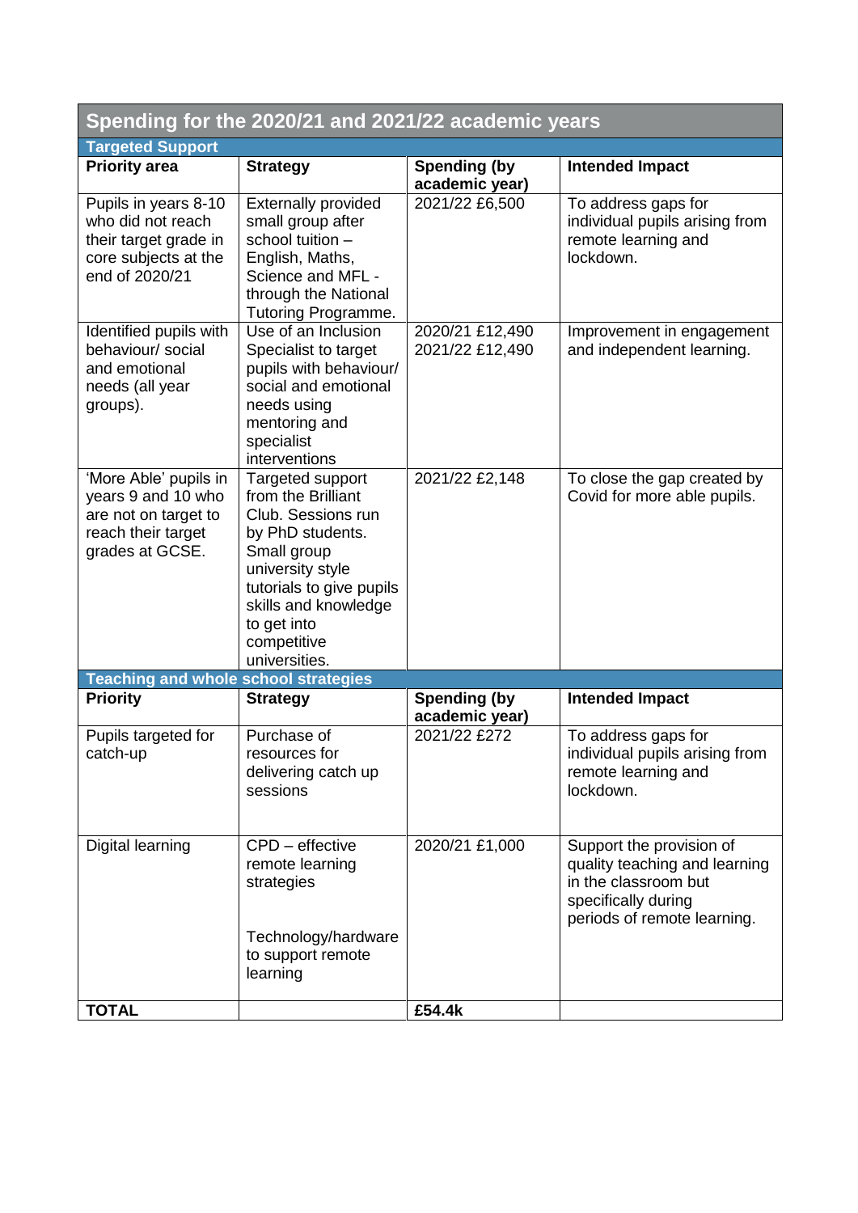## Spending for the 2020/21 and 2021/22 academic years

| Priority area | Strategy | Spending (by academic year) | Intended Impact |
|---|---|---|---|
| **Targeted Support** | | | |
| Pupils in years 8-10 who did not reach their target grade in core subjects at the end of 2020/21 | Externally provided small group after school tuition – English, Maths, Science and MFL - through the National Tutoring Programme. | 2021/22 £6,500 | To address gaps for individual pupils arising from remote learning and lockdown. |
| Identified pupils with behaviour/ social and emotional needs (all year groups). | Use of an Inclusion Specialist to target pupils with behaviour/ social and emotional needs using mentoring and specialist interventions | 2020/21 £12,490<br>2021/22 £12,490 | Improvement in engagement and independent learning. |
| 'More Able' pupils in years 9 and 10 who are not on target to reach their target grades at GCSE. | Targeted support from the Brilliant Club. Sessions run by PhD students. Small group university style tutorials to give pupils skills and knowledge to get into competitive universities. | 2021/22 £2,148 | To close the gap created by Covid for more able pupils. |
| **Teaching and whole school strategies** | | | |
| **Priority** | **Strategy** | **Spending (by academic year)** | **Intended Impact** |
| Pupils targeted for catch-up | Purchase of resources for delivering catch up sessions | 2021/22 £272 | To address gaps for individual pupils arising from remote learning and lockdown. |
| Digital learning | CPD – effective remote learning strategies<br><br>Technology/hardware to support remote learning | 2020/21 £1,000 | Support the provision of quality teaching and learning in the classroom but specifically during periods of remote learning. |
| **TOTAL** | | **£54.4k** | |